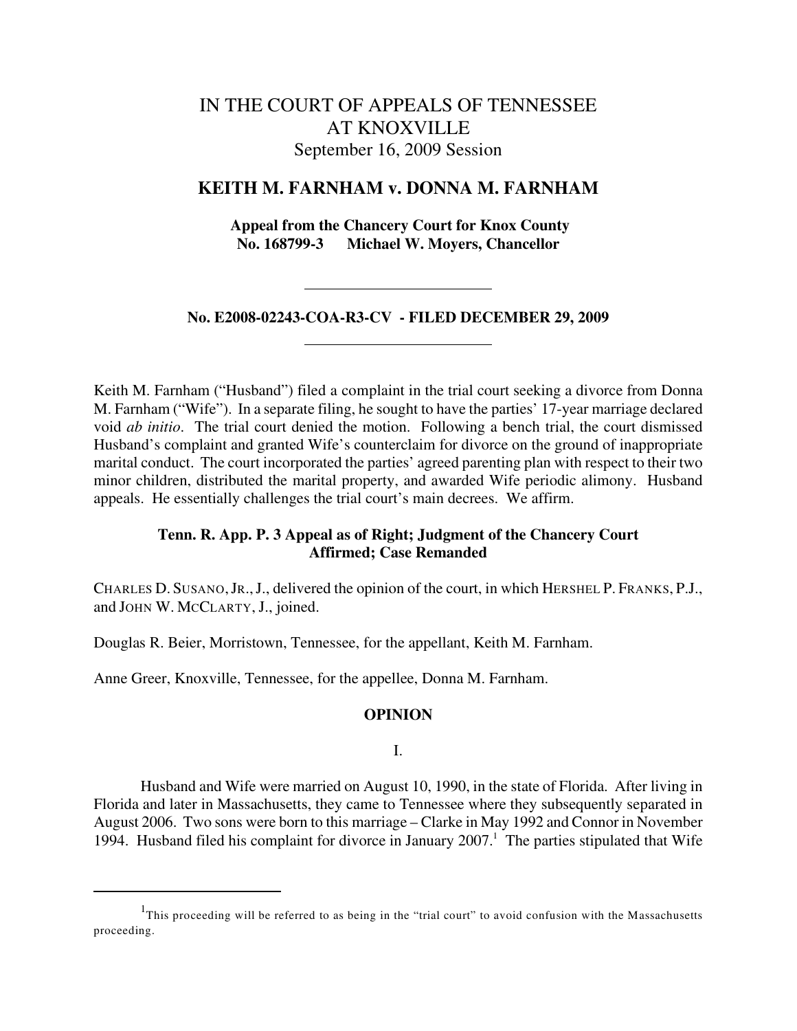# IN THE COURT OF APPEALS OF TENNESSEE AT KNOXVILLE

September 16, 2009 Session

## KEITH M. FARNHAM v. DONNA M. FARNHAM

**Appeal from the Chancery Court for Knox County**
**No. 168799-3 Michael W. Moyers, Chancellor**

---

**No. E2008-02243-COA-R3-CV - FILED DECEMBER 29, 2009**

---

Keith M. Farnham ("Husband") filed a complaint in the trial court seeking a divorce from Donna M. Farnham ("Wife"). In a separate filing, he sought to have the parties' 17-year marriage declared void *ab initio*. The trial court denied the motion. Following a bench trial, the court dismissed Husband's complaint and granted Wife's counterclaim for divorce on the ground of inappropriate marital conduct. The court incorporated the parties' agreed parenting plan with respect to their two minor children, distributed the marital property, and awarded Wife periodic alimony. Husband appeals. He essentially challenges the trial court's main decrees. We affirm.

**Tenn. R. App. P. 3 Appeal as of Right; Judgment of the Chancery Court Affirmed; Case Remanded**

CHARLES D. SUSANO, JR., J., delivered the opinion of the court, in which HERSHEL P. FRANKS, P.J., and JOHN W. MCCLARTY, J., joined.

Douglas R. Beier, Morristown, Tennessee, for the appellant, Keith M. Farnham.

Anne Greer, Knoxville, Tennessee, for the appellee, Donna M. Farnham.

**OPINION**

I.

Husband and Wife were married on August 10, 1990, in the state of Florida. After living in Florida and later in Massachusetts, they came to Tennessee where they subsequently separated in August 2006. Two sons were born to this marriage – Clarke in May 1992 and Connor in November 1994. Husband filed his complaint for divorce in January 2007.[1] The parties stipulated that Wife

---

[1] This proceeding will be referred to as being in the "trial court" to avoid confusion with the Massachusetts proceeding.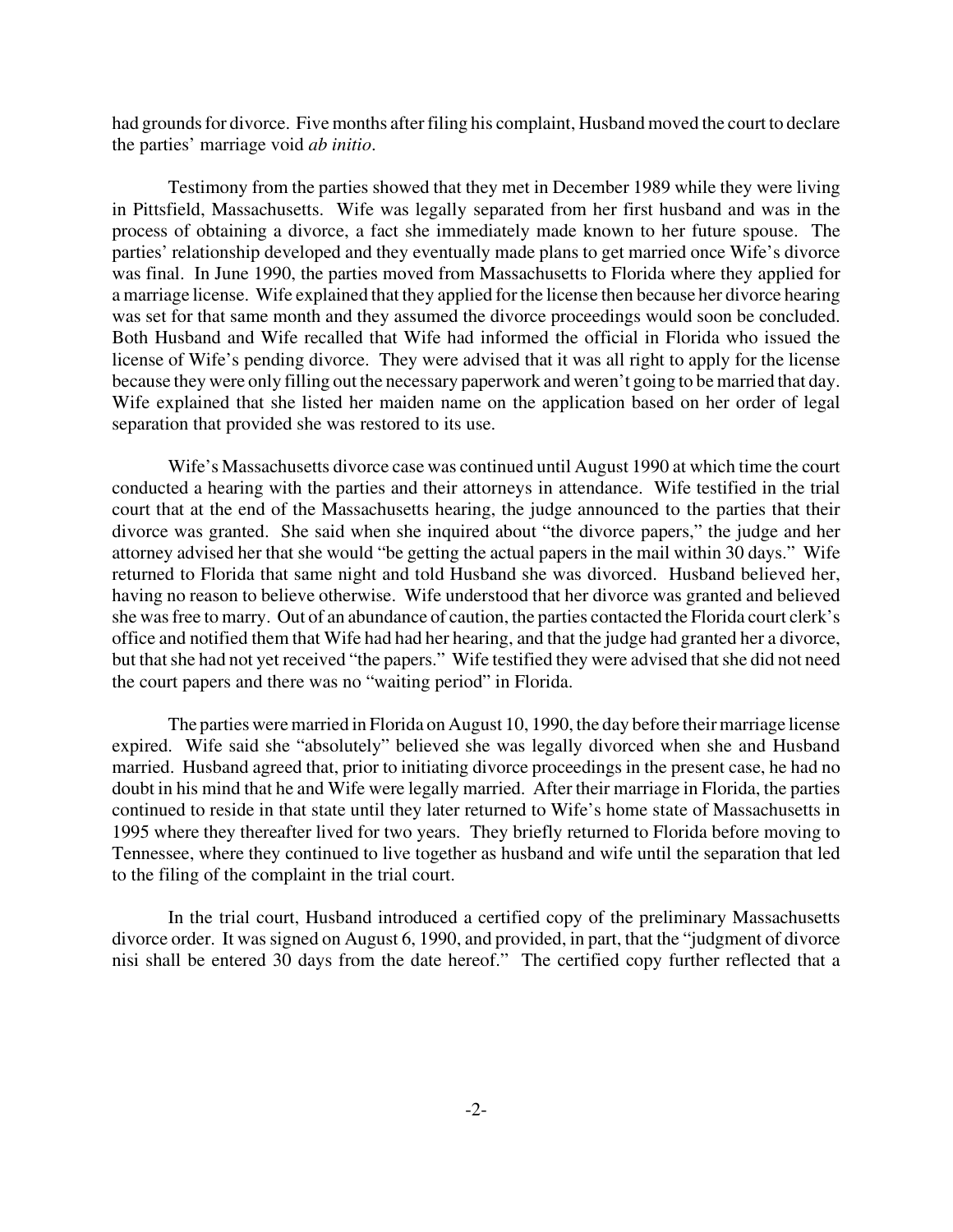had grounds for divorce. Five months after filing his complaint, Husband moved the court to declare the parties' marriage void *ab initio*.

Testimony from the parties showed that they met in December 1989 while they were living in Pittsfield, Massachusetts. Wife was legally separated from her first husband and was in the process of obtaining a divorce, a fact she immediately made known to her future spouse. The parties' relationship developed and they eventually made plans to get married once Wife's divorce was final. In June 1990, the parties moved from Massachusetts to Florida where they applied for a marriage license. Wife explained that they applied for the license then because her divorce hearing was set for that same month and they assumed the divorce proceedings would soon be concluded. Both Husband and Wife recalled that Wife had informed the official in Florida who issued the license of Wife's pending divorce. They were advised that it was all right to apply for the license because they were only filling out the necessary paperwork and weren't going to be married that day. Wife explained that she listed her maiden name on the application based on her order of legal separation that provided she was restored to its use.

Wife's Massachusetts divorce case was continued until August 1990 at which time the court conducted a hearing with the parties and their attorneys in attendance. Wife testified in the trial court that at the end of the Massachusetts hearing, the judge announced to the parties that their divorce was granted. She said when she inquired about "the divorce papers," the judge and her attorney advised her that she would "be getting the actual papers in the mail within 30 days." Wife returned to Florida that same night and told Husband she was divorced. Husband believed her, having no reason to believe otherwise. Wife understood that her divorce was granted and believed she was free to marry. Out of an abundance of caution, the parties contacted the Florida court clerk's office and notified them that Wife had had her hearing, and that the judge had granted her a divorce, but that she had not yet received "the papers." Wife testified they were advised that she did not need the court papers and there was no "waiting period" in Florida.

The parties were married in Florida on August 10, 1990, the day before their marriage license expired. Wife said she "absolutely" believed she was legally divorced when she and Husband married. Husband agreed that, prior to initiating divorce proceedings in the present case, he had no doubt in his mind that he and Wife were legally married. After their marriage in Florida, the parties continued to reside in that state until they later returned to Wife's home state of Massachusetts in 1995 where they thereafter lived for two years. They briefly returned to Florida before moving to Tennessee, where they continued to live together as husband and wife until the separation that led to the filing of the complaint in the trial court.

In the trial court, Husband introduced a certified copy of the preliminary Massachusetts divorce order. It was signed on August 6, 1990, and provided, in part, that the "judgment of divorce nisi shall be entered 30 days from the date hereof." The certified copy further reflected that a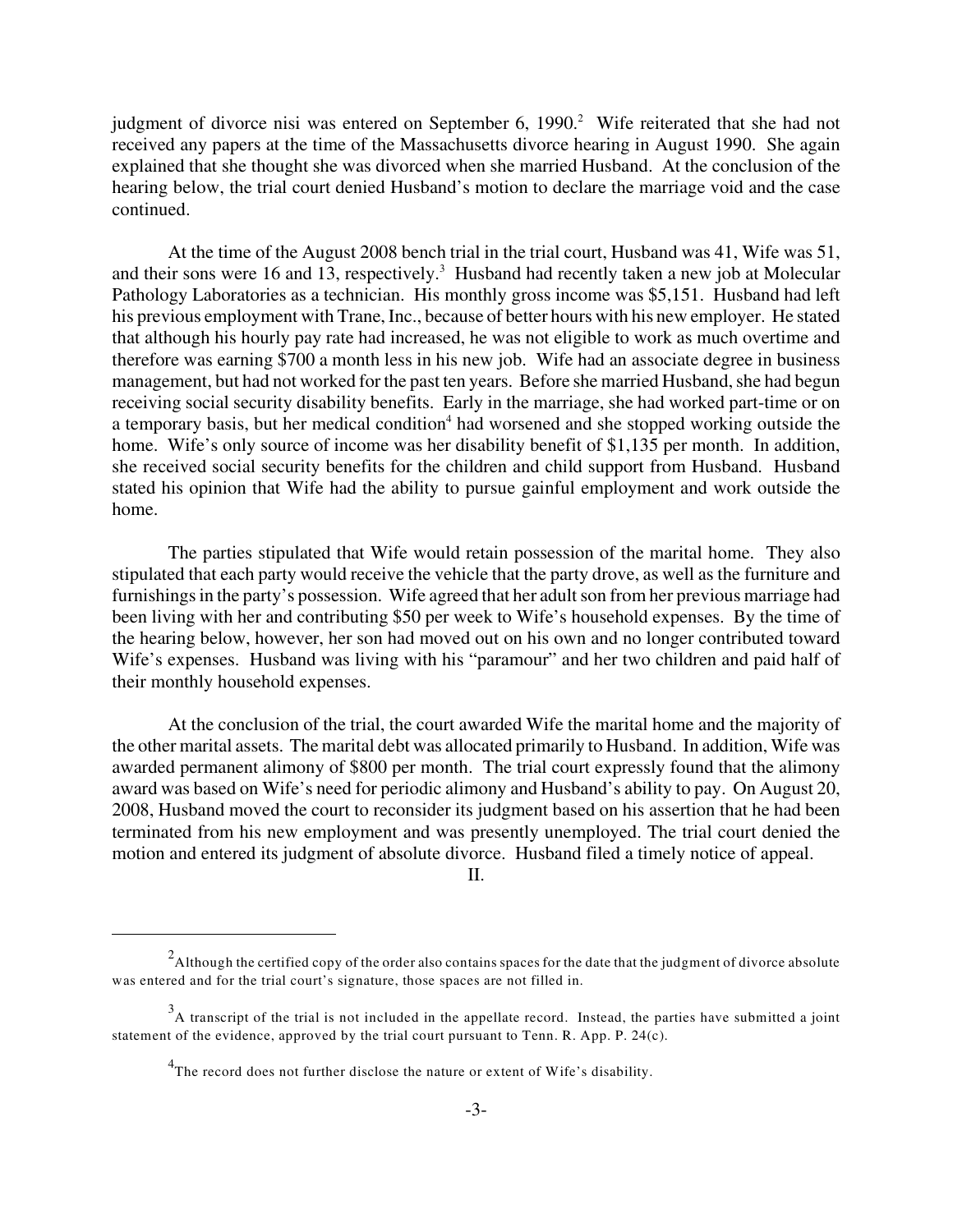judgment of divorce nisi was entered on September 6, 1990.[2] Wife reiterated that she had not received any papers at the time of the Massachusetts divorce hearing in August 1990. She again explained that she thought she was divorced when she married Husband. At the conclusion of the hearing below, the trial court denied Husband's motion to declare the marriage void and the case continued.

At the time of the August 2008 bench trial in the trial court, Husband was 41, Wife was 51, and their sons were 16 and 13, respectively.[3] Husband had recently taken a new job at Molecular Pathology Laboratories as a technician. His monthly gross income was $5,151. Husband had left his previous employment with Trane, Inc., because of better hours with his new employer. He stated that although his hourly pay rate had increased, he was not eligible to work as much overtime and therefore was earning $700 a month less in his new job. Wife had an associate degree in business management, but had not worked for the past ten years. Before she married Husband, she had begun receiving social security disability benefits. Early in the marriage, she had worked part-time or on a temporary basis, but her medical condition[4] had worsened and she stopped working outside the home. Wife's only source of income was her disability benefit of $1,135 per month. In addition, she received social security benefits for the children and child support from Husband. Husband stated his opinion that Wife had the ability to pursue gainful employment and work outside the home.

The parties stipulated that Wife would retain possession of the marital home. They also stipulated that each party would receive the vehicle that the party drove, as well as the furniture and furnishings in the party's possession. Wife agreed that her adult son from her previous marriage had been living with her and contributing $50 per week to Wife's household expenses. By the time of the hearing below, however, her son had moved out on his own and no longer contributed toward Wife's expenses. Husband was living with his "paramour" and her two children and paid half of their monthly household expenses.

At the conclusion of the trial, the court awarded Wife the marital home and the majority of the other marital assets. The marital debt was allocated primarily to Husband. In addition, Wife was awarded permanent alimony of $800 per month. The trial court expressly found that the alimony award was based on Wife's need for periodic alimony and Husband's ability to pay. On August 20, 2008, Husband moved the court to reconsider its judgment based on his assertion that he had been terminated from his new employment and was presently unemployed. The trial court denied the motion and entered its judgment of absolute divorce. Husband filed a timely notice of appeal.

## II.

---

[2] Although the certified copy of the order also contains spaces for the date that the judgment of divorce absolute was entered and for the trial court's signature, those spaces are not filled in.

[3] A transcript of the trial is not included in the appellate record. Instead, the parties have submitted a joint statement of the evidence, approved by the trial court pursuant to Tenn. R. App. P. 24(c).

[4] The record does not further disclose the nature or extent of Wife's disability.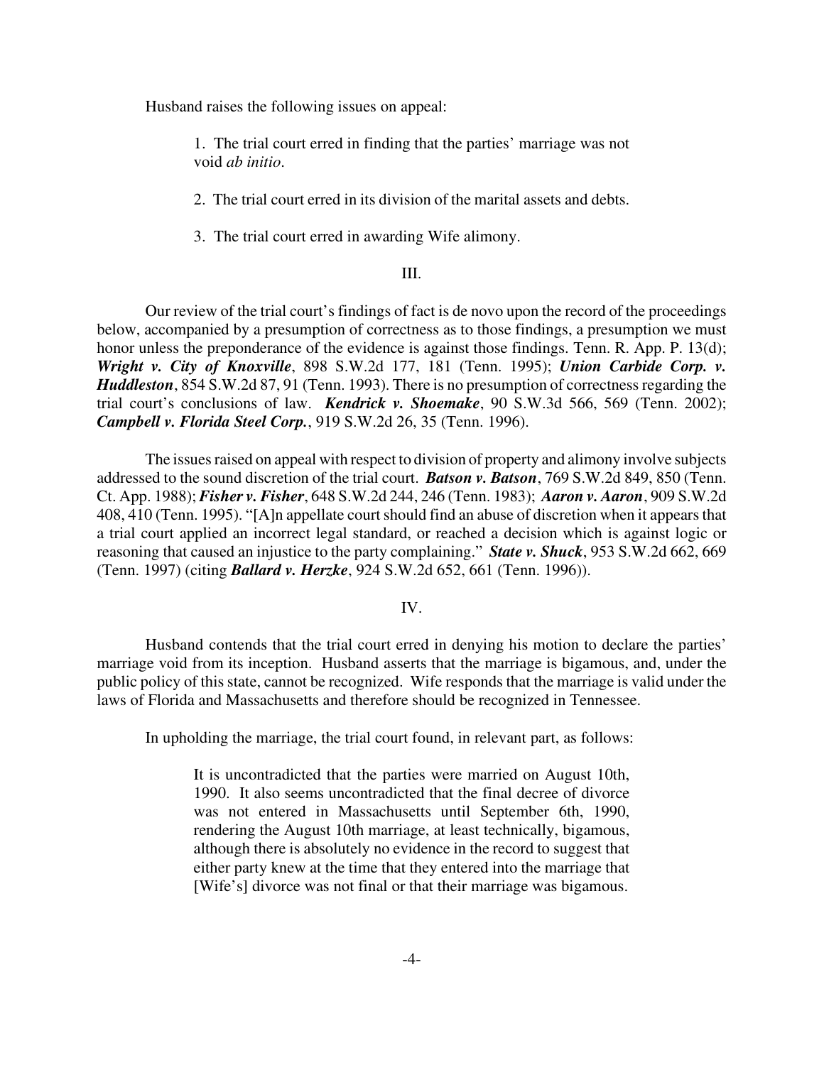Husband raises the following issues on appeal:

> 1. The trial court erred in finding that the parties' marriage was not void *ab initio*.
>
> 2. The trial court erred in its division of the marital assets and debts.
>
> 3. The trial court erred in awarding Wife alimony.

III.

Our review of the trial court's findings of fact is de novo upon the record of the proceedings below, accompanied by a presumption of correctness as to those findings, a presumption we must honor unless the preponderance of the evidence is against those findings. Tenn. R. App. P. 13(d); ***Wright v. City of Knoxville***, 898 S.W.2d 177, 181 (Tenn. 1995); ***Union Carbide Corp. v. Huddleston***, 854 S.W.2d 87, 91 (Tenn. 1993). There is no presumption of correctness regarding the trial court's conclusions of law. ***Kendrick v. Shoemake***, 90 S.W.3d 566, 569 (Tenn. 2002); ***Campbell v. Florida Steel Corp.***, 919 S.W.2d 26, 35 (Tenn. 1996).

The issues raised on appeal with respect to division of property and alimony involve subjects addressed to the sound discretion of the trial court. ***Batson v. Batson***, 769 S.W.2d 849, 850 (Tenn. Ct. App. 1988); ***Fisher v. Fisher***, 648 S.W.2d 244, 246 (Tenn. 1983); ***Aaron v. Aaron***, 909 S.W.2d 408, 410 (Tenn. 1995). "[A]n appellate court should find an abuse of discretion when it appears that a trial court applied an incorrect legal standard, or reached a decision which is against logic or reasoning that caused an injustice to the party complaining." ***State v. Shuck***, 953 S.W.2d 662, 669 (Tenn. 1997) (citing ***Ballard v. Herzke***, 924 S.W.2d 652, 661 (Tenn. 1996)).

IV.

Husband contends that the trial court erred in denying his motion to declare the parties' marriage void from its inception. Husband asserts that the marriage is bigamous, and, under the public policy of this state, cannot be recognized. Wife responds that the marriage is valid under the laws of Florida and Massachusetts and therefore should be recognized in Tennessee.

In upholding the marriage, the trial court found, in relevant part, as follows:

> It is uncontradicted that the parties were married on August 10th, 1990. It also seems uncontradicted that the final decree of divorce was not entered in Massachusetts until September 6th, 1990, rendering the August 10th marriage, at least technically, bigamous, although there is absolutely no evidence in the record to suggest that either party knew at the time that they entered into the marriage that [Wife's] divorce was not final or that their marriage was bigamous.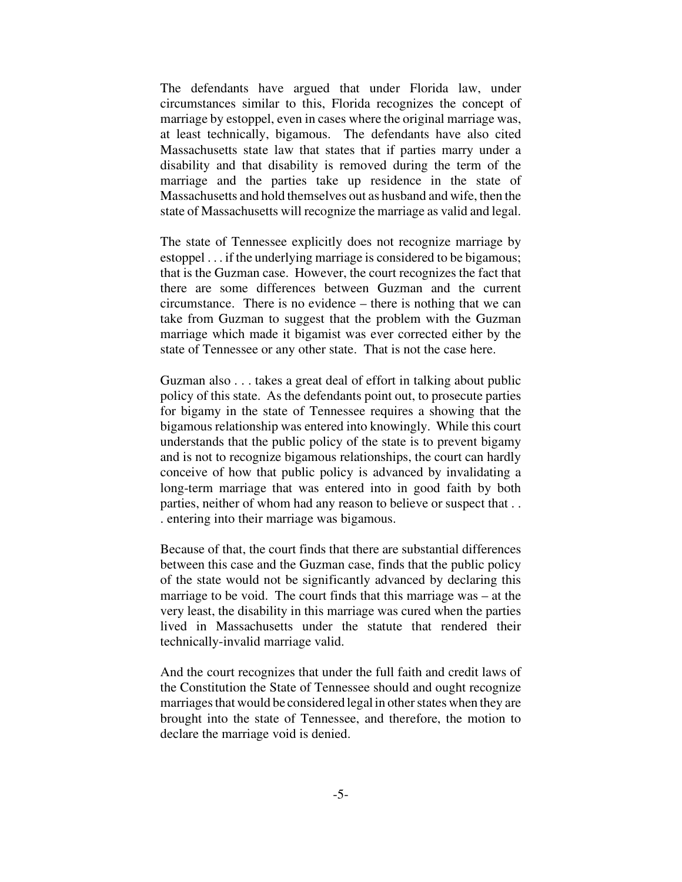The defendants have argued that under Florida law, under circumstances similar to this, Florida recognizes the concept of marriage by estoppel, even in cases where the original marriage was, at least technically, bigamous. The defendants have also cited Massachusetts state law that states that if parties marry under a disability and that disability is removed during the term of the marriage and the parties take up residence in the state of Massachusetts and hold themselves out as husband and wife, then the state of Massachusetts will recognize the marriage as valid and legal.

The state of Tennessee explicitly does not recognize marriage by estoppel . . . if the underlying marriage is considered to be bigamous; that is the Guzman case. However, the court recognizes the fact that there are some differences between Guzman and the current circumstance. There is no evidence – there is nothing that we can take from Guzman to suggest that the problem with the Guzman marriage which made it bigamist was ever corrected either by the state of Tennessee or any other state. That is not the case here.

Guzman also . . . takes a great deal of effort in talking about public policy of this state. As the defendants point out, to prosecute parties for bigamy in the state of Tennessee requires a showing that the bigamous relationship was entered into knowingly. While this court understands that the public policy of the state is to prevent bigamy and is not to recognize bigamous relationships, the court can hardly conceive of how that public policy is advanced by invalidating a long-term marriage that was entered into in good faith by both parties, neither of whom had any reason to believe or suspect that . . . entering into their marriage was bigamous.

Because of that, the court finds that there are substantial differences between this case and the Guzman case, finds that the public policy of the state would not be significantly advanced by declaring this marriage to be void. The court finds that this marriage was – at the very least, the disability in this marriage was cured when the parties lived in Massachusetts under the statute that rendered their technically-invalid marriage valid.

And the court recognizes that under the full faith and credit laws of the Constitution the State of Tennessee should and ought recognize marriages that would be considered legal in other states when they are brought into the state of Tennessee, and therefore, the motion to declare the marriage void is denied.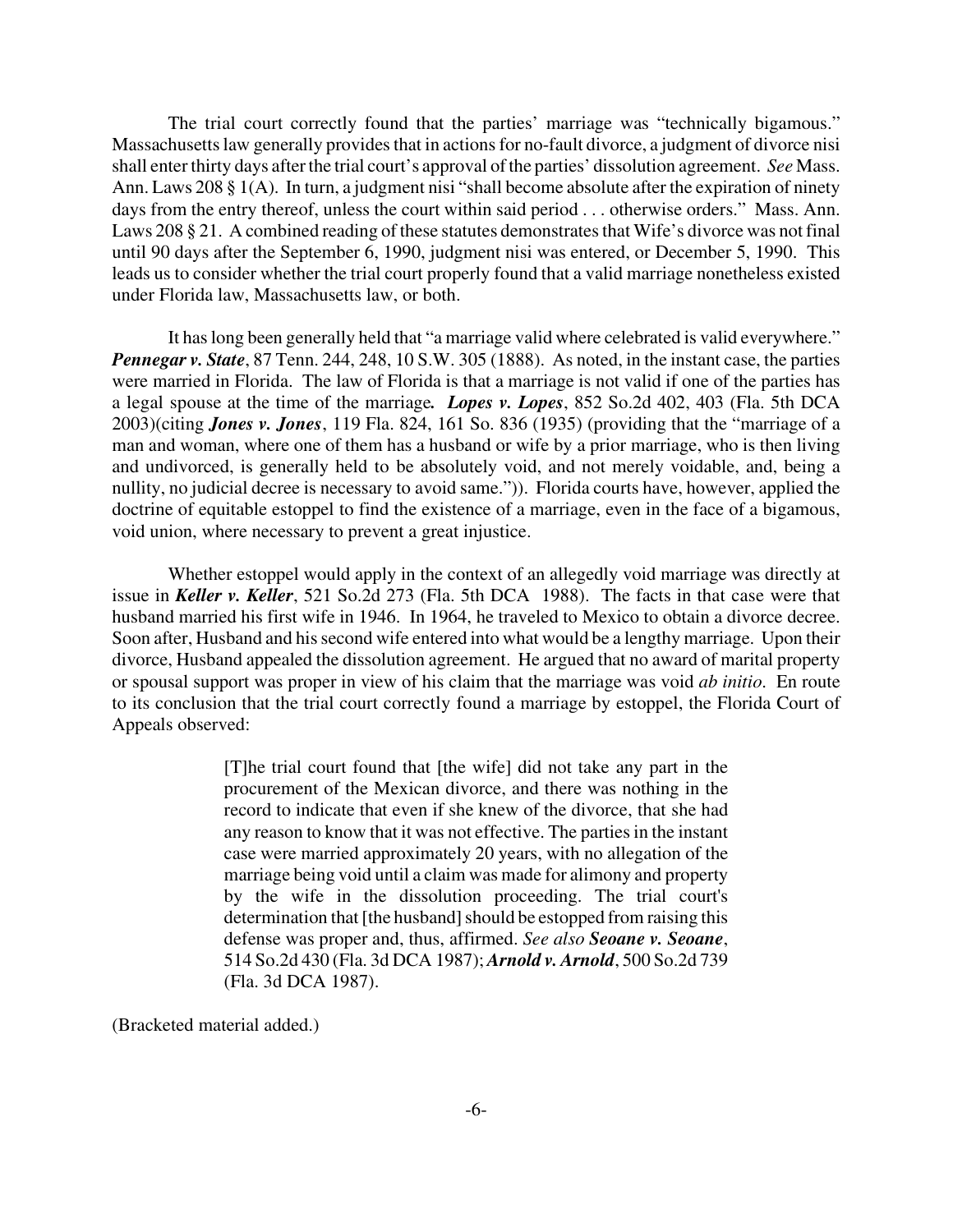The trial court correctly found that the parties' marriage was "technically bigamous." Massachusetts law generally provides that in actions for no-fault divorce, a judgment of divorce nisi shall enter thirty days after the trial court's approval of the parties' dissolution agreement. *See* Mass. Ann. Laws 208 § 1(A). In turn, a judgment nisi "shall become absolute after the expiration of ninety days from the entry thereof, unless the court within said period . . . otherwise orders." Mass. Ann. Laws 208 § 21. A combined reading of these statutes demonstrates that Wife's divorce was not final until 90 days after the September 6, 1990, judgment nisi was entered, or December 5, 1990. This leads us to consider whether the trial court properly found that a valid marriage nonetheless existed under Florida law, Massachusetts law, or both.

It has long been generally held that "a marriage valid where celebrated is valid everywhere." ***Pennegar v. State***, 87 Tenn. 244, 248, 10 S.W. 305 (1888). As noted, in the instant case, the parties were married in Florida. The law of Florida is that a marriage is not valid if one of the parties has a legal spouse at the time of the marriage***.*** ***Lopes v. Lopes***, 852 So.2d 402, 403 (Fla. 5th DCA 2003)(citing ***Jones v. Jones***, 119 Fla. 824, 161 So. 836 (1935) (providing that the "marriage of a man and woman, where one of them has a husband or wife by a prior marriage, who is then living and undivorced, is generally held to be absolutely void, and not merely voidable, and, being a nullity, no judicial decree is necessary to avoid same.")). Florida courts have, however, applied the doctrine of equitable estoppel to find the existence of a marriage, even in the face of a bigamous, void union, where necessary to prevent a great injustice.

Whether estoppel would apply in the context of an allegedly void marriage was directly at issue in ***Keller v. Keller***, 521 So.2d 273 (Fla. 5th DCA 1988). The facts in that case were that husband married his first wife in 1946. In 1964, he traveled to Mexico to obtain a divorce decree. Soon after, Husband and his second wife entered into what would be a lengthy marriage. Upon their divorce, Husband appealed the dissolution agreement. He argued that no award of marital property or spousal support was proper in view of his claim that the marriage was void *ab initio*. En route to its conclusion that the trial court correctly found a marriage by estoppel, the Florida Court of Appeals observed:

> [T]he trial court found that [the wife] did not take any part in the procurement of the Mexican divorce, and there was nothing in the record to indicate that even if she knew of the divorce, that she had any reason to know that it was not effective. The parties in the instant case were married approximately 20 years, with no allegation of the marriage being void until a claim was made for alimony and property by the wife in the dissolution proceeding. The trial court's determination that [the husband] should be estopped from raising this defense was proper and, thus, affirmed. *See also* ***Seoane v. Seoane***, 514 So.2d 430 (Fla. 3d DCA 1987); ***Arnold v. Arnold***, 500 So.2d 739 (Fla. 3d DCA 1987).

(Bracketed material added.)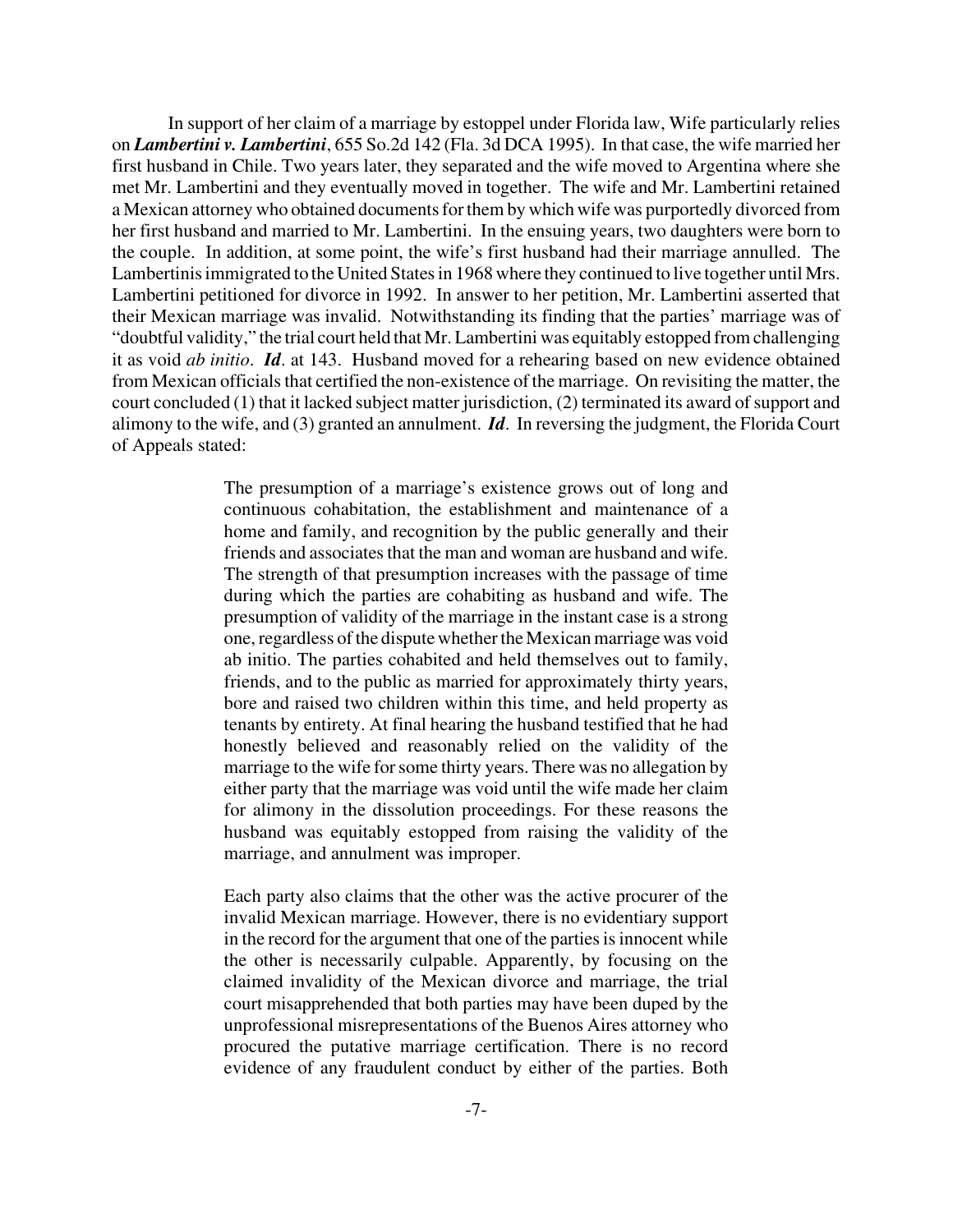In support of her claim of a marriage by estoppel under Florida law, Wife particularly relies on ***Lambertini v. Lambertini***, 655 So.2d 142 (Fla. 3d DCA 1995). In that case, the wife married her first husband in Chile. Two years later, they separated and the wife moved to Argentina where she met Mr. Lambertini and they eventually moved in together. The wife and Mr. Lambertini retained a Mexican attorney who obtained documents for them by which wife was purportedly divorced from her first husband and married to Mr. Lambertini. In the ensuing years, two daughters were born to the couple. In addition, at some point, the wife's first husband had their marriage annulled. The Lambertinis immigrated to the United States in 1968 where they continued to live together until Mrs. Lambertini petitioned for divorce in 1992. In answer to her petition, Mr. Lambertini asserted that their Mexican marriage was invalid. Notwithstanding its finding that the parties' marriage was of "doubtful validity," the trial court held that Mr. Lambertini was equitably estopped from challenging it as void *ab initio*. ***Id***. at 143. Husband moved for a rehearing based on new evidence obtained from Mexican officials that certified the non-existence of the marriage. On revisiting the matter, the court concluded (1) that it lacked subject matter jurisdiction, (2) terminated its award of support and alimony to the wife, and (3) granted an annulment. ***Id***. In reversing the judgment, the Florida Court of Appeals stated:

> The presumption of a marriage's existence grows out of long and continuous cohabitation, the establishment and maintenance of a home and family, and recognition by the public generally and their friends and associates that the man and woman are husband and wife. The strength of that presumption increases with the passage of time during which the parties are cohabiting as husband and wife. The presumption of validity of the marriage in the instant case is a strong one, regardless of the dispute whether the Mexican marriage was void ab initio. The parties cohabited and held themselves out to family, friends, and to the public as married for approximately thirty years, bore and raised two children within this time, and held property as tenants by entirety. At final hearing the husband testified that he had honestly believed and reasonably relied on the validity of the marriage to the wife for some thirty years. There was no allegation by either party that the marriage was void until the wife made her claim for alimony in the dissolution proceedings. For these reasons the husband was equitably estopped from raising the validity of the marriage, and annulment was improper.
>
> Each party also claims that the other was the active procurer of the invalid Mexican marriage. However, there is no evidentiary support in the record for the argument that one of the parties is innocent while the other is necessarily culpable. Apparently, by focusing on the claimed invalidity of the Mexican divorce and marriage, the trial court misapprehended that both parties may have been duped by the unprofessional misrepresentations of the Buenos Aires attorney who procured the putative marriage certification. There is no record evidence of any fraudulent conduct by either of the parties. Both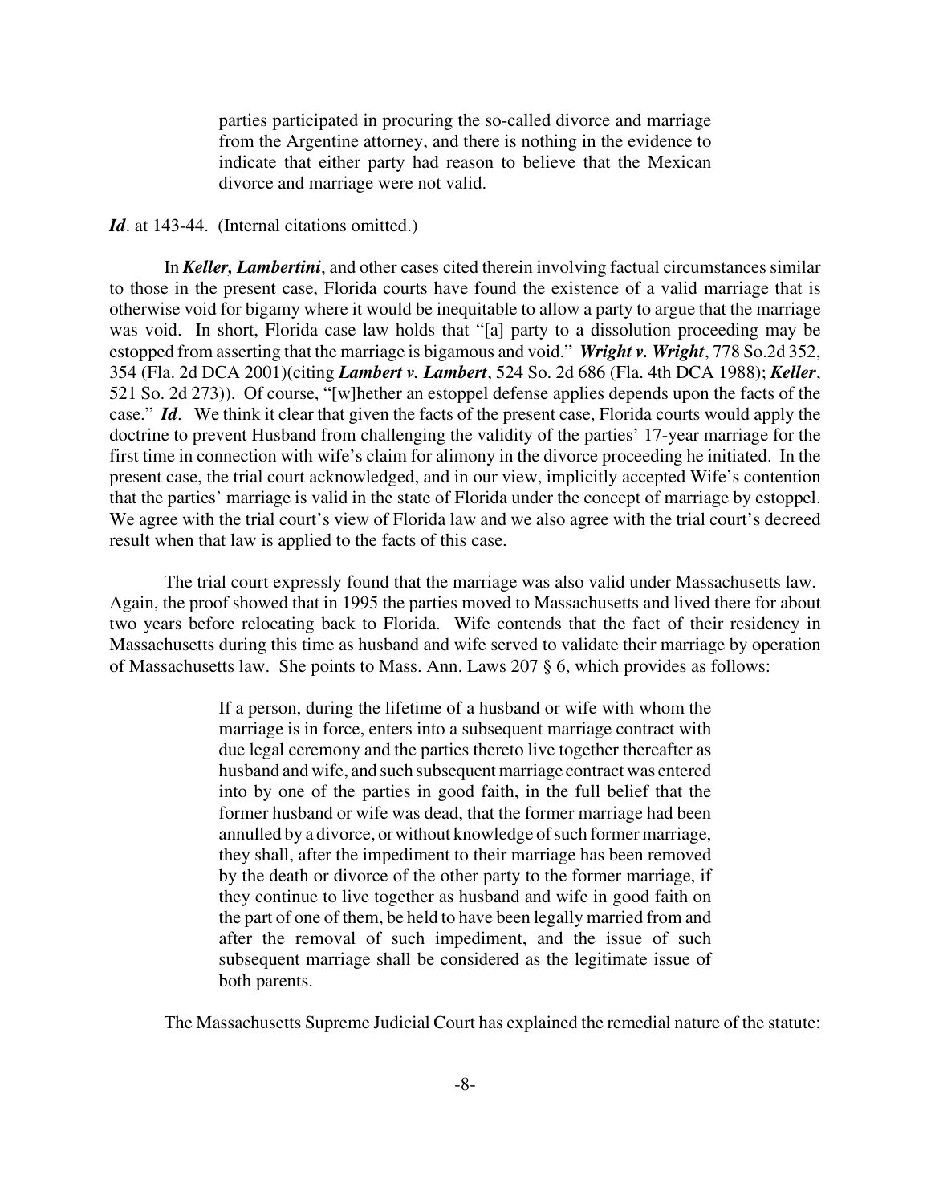> parties participated in procuring the so-called divorce and marriage from the Argentine attorney, and there is nothing in the evidence to indicate that either party had reason to believe that the Mexican divorce and marriage were not valid.

***Id***. at 143-44. (Internal citations omitted.)

In ***Keller, Lambertini***, and other cases cited therein involving factual circumstances similar to those in the present case, Florida courts have found the existence of a valid marriage that is otherwise void for bigamy where it would be inequitable to allow a party to argue that the marriage was void. In short, Florida case law holds that "[a] party to a dissolution proceeding may be estopped from asserting that the marriage is bigamous and void." ***Wright v. Wright***, 778 So.2d 352, 354 (Fla. 2d DCA 2001)(citing ***Lambert v. Lambert***, 524 So. 2d 686 (Fla. 4th DCA 1988); ***Keller***, 521 So. 2d 273)). Of course, "[w]hether an estoppel defense applies depends upon the facts of the case." ***Id***. We think it clear that given the facts of the present case, Florida courts would apply the doctrine to prevent Husband from challenging the validity of the parties' 17-year marriage for the first time in connection with wife's claim for alimony in the divorce proceeding he initiated. In the present case, the trial court acknowledged, and in our view, implicitly accepted Wife's contention that the parties' marriage is valid in the state of Florida under the concept of marriage by estoppel. We agree with the trial court's view of Florida law and we also agree with the trial court's decreed result when that law is applied to the facts of this case.

The trial court expressly found that the marriage was also valid under Massachusetts law. Again, the proof showed that in 1995 the parties moved to Massachusetts and lived there for about two years before relocating back to Florida. Wife contends that the fact of their residency in Massachusetts during this time as husband and wife served to validate their marriage by operation of Massachusetts law. She points to Mass. Ann. Laws 207 § 6, which provides as follows:

> If a person, during the lifetime of a husband or wife with whom the marriage is in force, enters into a subsequent marriage contract with due legal ceremony and the parties thereto live together thereafter as husband and wife, and such subsequent marriage contract was entered into by one of the parties in good faith, in the full belief that the former husband or wife was dead, that the former marriage had been annulled by a divorce, or without knowledge of such former marriage, they shall, after the impediment to their marriage has been removed by the death or divorce of the other party to the former marriage, if they continue to live together as husband and wife in good faith on the part of one of them, be held to have been legally married from and after the removal of such impediment, and the issue of such subsequent marriage shall be considered as the legitimate issue of both parents.

The Massachusetts Supreme Judicial Court has explained the remedial nature of the statute: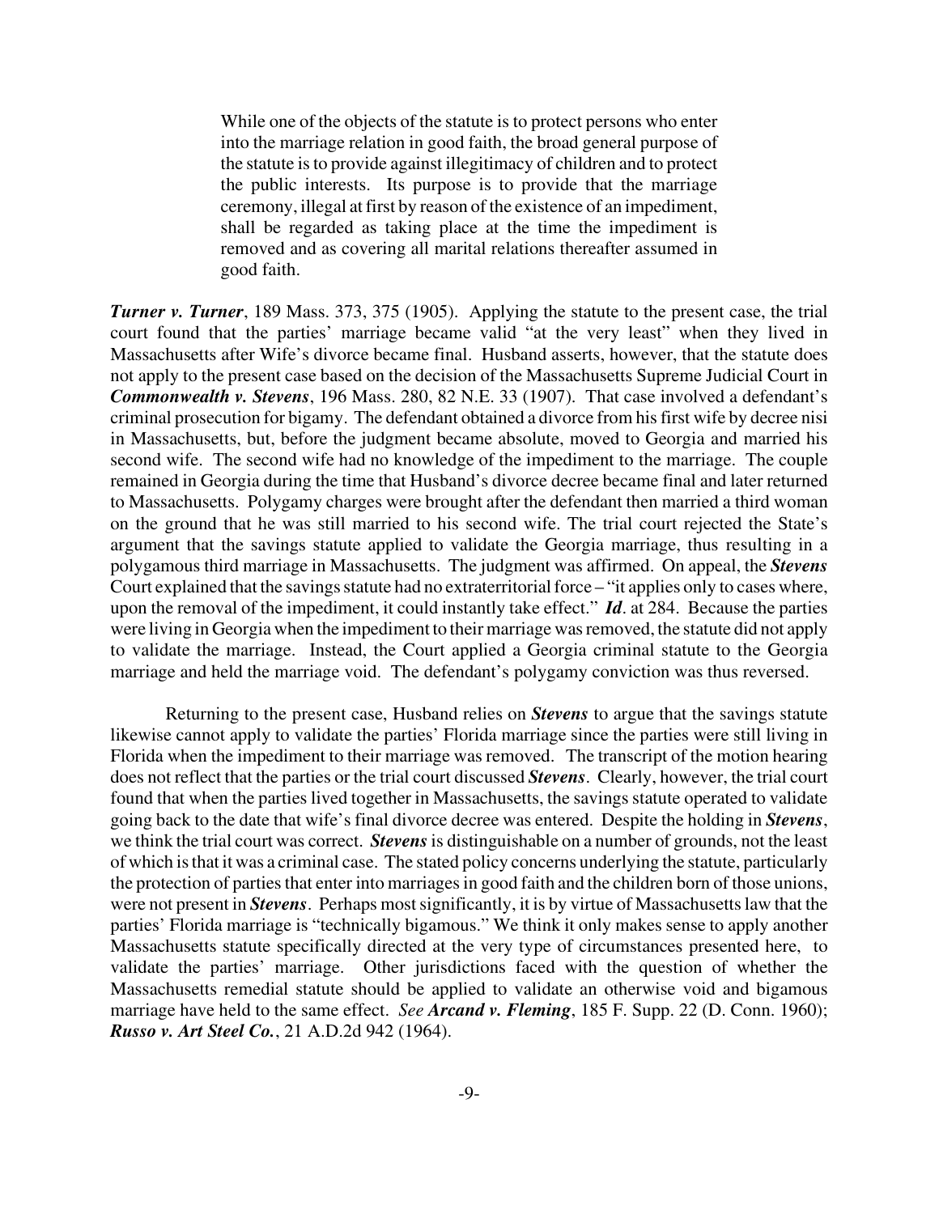> While one of the objects of the statute is to protect persons who enter into the marriage relation in good faith, the broad general purpose of the statute is to provide against illegitimacy of children and to protect the public interests. Its purpose is to provide that the marriage ceremony, illegal at first by reason of the existence of an impediment, shall be regarded as taking place at the time the impediment is removed and as covering all marital relations thereafter assumed in good faith.

***Turner v. Turner***, 189 Mass. 373, 375 (1905). Applying the statute to the present case, the trial court found that the parties' marriage became valid "at the very least" when they lived in Massachusetts after Wife's divorce became final. Husband asserts, however, that the statute does not apply to the present case based on the decision of the Massachusetts Supreme Judicial Court in ***Commonwealth v. Stevens***, 196 Mass. 280, 82 N.E. 33 (1907). That case involved a defendant's criminal prosecution for bigamy. The defendant obtained a divorce from his first wife by decree nisi in Massachusetts, but, before the judgment became absolute, moved to Georgia and married his second wife. The second wife had no knowledge of the impediment to the marriage. The couple remained in Georgia during the time that Husband's divorce decree became final and later returned to Massachusetts. Polygamy charges were brought after the defendant then married a third woman on the ground that he was still married to his second wife. The trial court rejected the State's argument that the savings statute applied to validate the Georgia marriage, thus resulting in a polygamous third marriage in Massachusetts. The judgment was affirmed. On appeal, the ***Stevens*** Court explained that the savings statute had no extraterritorial force – "it applies only to cases where, upon the removal of the impediment, it could instantly take effect." ***Id***. at 284. Because the parties were living in Georgia when the impediment to their marriage was removed, the statute did not apply to validate the marriage. Instead, the Court applied a Georgia criminal statute to the Georgia marriage and held the marriage void. The defendant's polygamy conviction was thus reversed.

Returning to the present case, Husband relies on ***Stevens*** to argue that the savings statute likewise cannot apply to validate the parties' Florida marriage since the parties were still living in Florida when the impediment to their marriage was removed. The transcript of the motion hearing does not reflect that the parties or the trial court discussed ***Stevens***. Clearly, however, the trial court found that when the parties lived together in Massachusetts, the savings statute operated to validate going back to the date that wife's final divorce decree was entered. Despite the holding in ***Stevens***, we think the trial court was correct. ***Stevens*** is distinguishable on a number of grounds, not the least of which is that it was a criminal case. The stated policy concerns underlying the statute, particularly the protection of parties that enter into marriages in good faith and the children born of those unions, were not present in ***Stevens***. Perhaps most significantly, it is by virtue of Massachusetts law that the parties' Florida marriage is "technically bigamous." We think it only makes sense to apply another Massachusetts statute specifically directed at the very type of circumstances presented here, to validate the parties' marriage. Other jurisdictions faced with the question of whether the Massachusetts remedial statute should be applied to validate an otherwise void and bigamous marriage have held to the same effect. *See* ***Arcand v. Fleming***, 185 F. Supp. 22 (D. Conn. 1960); ***Russo v. Art Steel Co.***, 21 A.D.2d 942 (1964).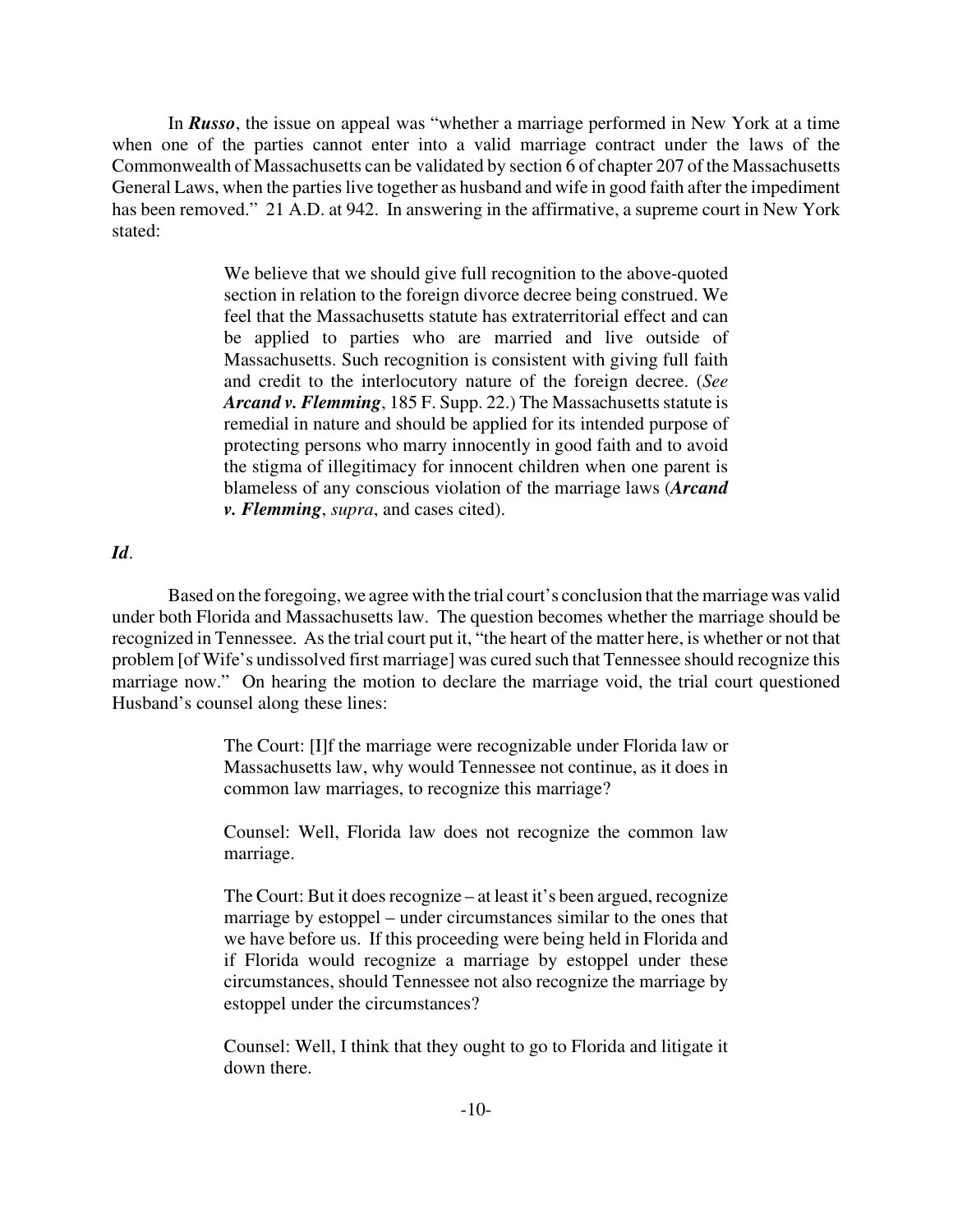In ***Russo***, the issue on appeal was "whether a marriage performed in New York at a time when one of the parties cannot enter into a valid marriage contract under the laws of the Commonwealth of Massachusetts can be validated by section 6 of chapter 207 of the Massachusetts General Laws, when the parties live together as husband and wife in good faith after the impediment has been removed." 21 A.D. at 942. In answering in the affirmative, a supreme court in New York stated:

> We believe that we should give full recognition to the above-quoted section in relation to the foreign divorce decree being construed. We feel that the Massachusetts statute has extraterritorial effect and can be applied to parties who are married and live outside of Massachusetts. Such recognition is consistent with giving full faith and credit to the interlocutory nature of the foreign decree. (*See* ***Arcand v. Flemming***, 185 F. Supp. 22.) The Massachusetts statute is remedial in nature and should be applied for its intended purpose of protecting persons who marry innocently in good faith and to avoid the stigma of illegitimacy for innocent children when one parent is blameless of any conscious violation of the marriage laws (***Arcand v. Flemming***, *supra*, and cases cited).

***Id***.

Based on the foregoing, we agree with the trial court's conclusion that the marriage was valid under both Florida and Massachusetts law. The question becomes whether the marriage should be recognized in Tennessee. As the trial court put it, "the heart of the matter here, is whether or not that problem [of Wife's undissolved first marriage] was cured such that Tennessee should recognize this marriage now." On hearing the motion to declare the marriage void, the trial court questioned Husband's counsel along these lines:

> The Court: [I]f the marriage were recognizable under Florida law or Massachusetts law, why would Tennessee not continue, as it does in common law marriages, to recognize this marriage?
>
> Counsel: Well, Florida law does not recognize the common law marriage.
>
> The Court: But it does recognize – at least it's been argued, recognize marriage by estoppel – under circumstances similar to the ones that we have before us. If this proceeding were being held in Florida and if Florida would recognize a marriage by estoppel under these circumstances, should Tennessee not also recognize the marriage by estoppel under the circumstances?
>
> Counsel: Well, I think that they ought to go to Florida and litigate it down there.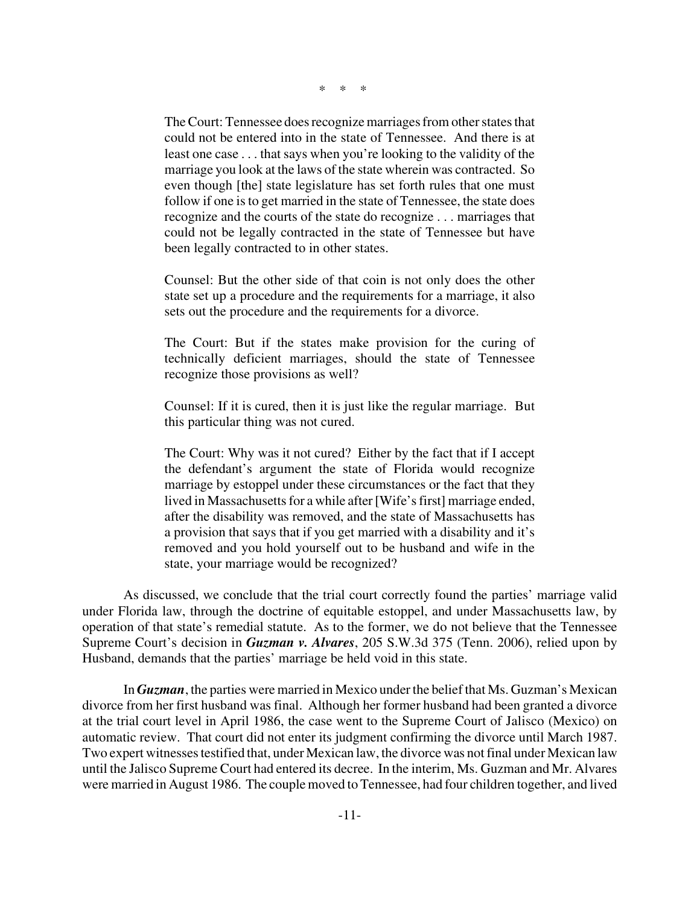\* \* \*

> The Court: Tennessee does recognize marriages from other states that could not be entered into in the state of Tennessee. And there is at least one case . . . that says when you're looking to the validity of the marriage you look at the laws of the state wherein was contracted. So even though [the] state legislature has set forth rules that one must follow if one is to get married in the state of Tennessee, the state does recognize and the courts of the state do recognize . . . marriages that could not be legally contracted in the state of Tennessee but have been legally contracted to in other states.
>
> Counsel: But the other side of that coin is not only does the other state set up a procedure and the requirements for a marriage, it also sets out the procedure and the requirements for a divorce.
>
> The Court: But if the states make provision for the curing of technically deficient marriages, should the state of Tennessee recognize those provisions as well?
>
> Counsel: If it is cured, then it is just like the regular marriage. But this particular thing was not cured.
>
> The Court: Why was it not cured? Either by the fact that if I accept the defendant's argument the state of Florida would recognize marriage by estoppel under these circumstances or the fact that they lived in Massachusetts for a while after [Wife's first] marriage ended, after the disability was removed, and the state of Massachusetts has a provision that says that if you get married with a disability and it's removed and you hold yourself out to be husband and wife in the state, your marriage would be recognized?

As discussed, we conclude that the trial court correctly found the parties' marriage valid under Florida law, through the doctrine of equitable estoppel, and under Massachusetts law, by operation of that state's remedial statute. As to the former, we do not believe that the Tennessee Supreme Court's decision in ***Guzman v. Alvares***, 205 S.W.3d 375 (Tenn. 2006), relied upon by Husband, demands that the parties' marriage be held void in this state.

In ***Guzman***, the parties were married in Mexico under the belief that Ms. Guzman's Mexican divorce from her first husband was final. Although her former husband had been granted a divorce at the trial court level in April 1986, the case went to the Supreme Court of Jalisco (Mexico) on automatic review. That court did not enter its judgment confirming the divorce until March 1987. Two expert witnesses testified that, under Mexican law, the divorce was not final under Mexican law until the Jalisco Supreme Court had entered its decree. In the interim, Ms. Guzman and Mr. Alvares were married in August 1986. The couple moved to Tennessee, had four children together, and lived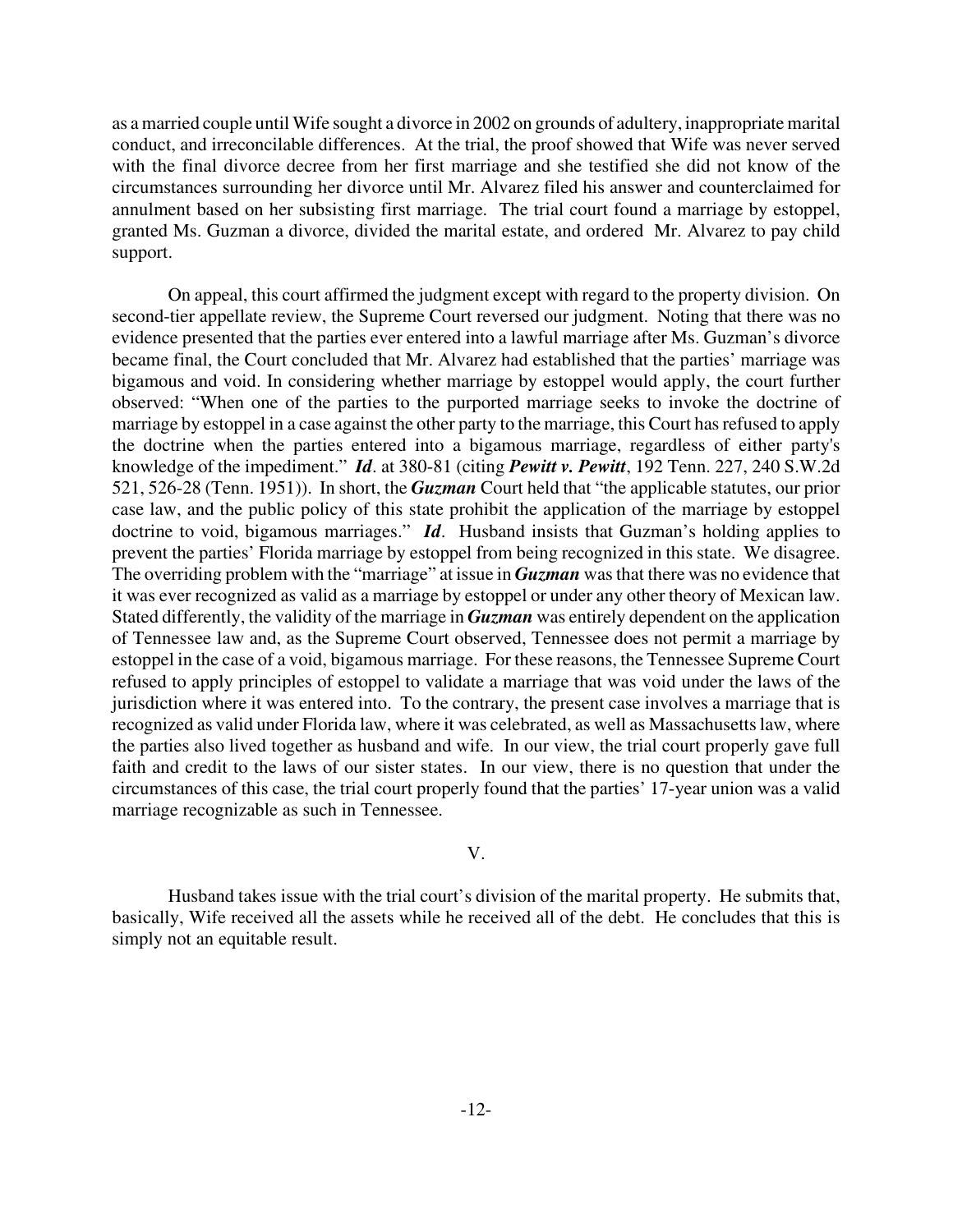as a married couple until Wife sought a divorce in 2002 on grounds of adultery, inappropriate marital conduct, and irreconcilable differences. At the trial, the proof showed that Wife was never served with the final divorce decree from her first marriage and she testified she did not know of the circumstances surrounding her divorce until Mr. Alvarez filed his answer and counterclaimed for annulment based on her subsisting first marriage. The trial court found a marriage by estoppel, granted Ms. Guzman a divorce, divided the marital estate, and ordered Mr. Alvarez to pay child support.

On appeal, this court affirmed the judgment except with regard to the property division. On second-tier appellate review, the Supreme Court reversed our judgment. Noting that there was no evidence presented that the parties ever entered into a lawful marriage after Ms. Guzman's divorce became final, the Court concluded that Mr. Alvarez had established that the parties' marriage was bigamous and void. In considering whether marriage by estoppel would apply, the court further observed: "When one of the parties to the purported marriage seeks to invoke the doctrine of marriage by estoppel in a case against the other party to the marriage, this Court has refused to apply the doctrine when the parties entered into a bigamous marriage, regardless of either party's knowledge of the impediment." ***Id***. at 380-81 (citing ***Pewitt v. Pewitt***, 192 Tenn. 227, 240 S.W.2d 521, 526-28 (Tenn. 1951)). In short, the ***Guzman*** Court held that "the applicable statutes, our prior case law, and the public policy of this state prohibit the application of the marriage by estoppel doctrine to void, bigamous marriages." ***Id***. Husband insists that Guzman's holding applies to prevent the parties' Florida marriage by estoppel from being recognized in this state. We disagree. The overriding problem with the "marriage" at issue in ***Guzman*** was that there was no evidence that it was ever recognized as valid as a marriage by estoppel or under any other theory of Mexican law. Stated differently, the validity of the marriage in ***Guzman*** was entirely dependent on the application of Tennessee law and, as the Supreme Court observed, Tennessee does not permit a marriage by estoppel in the case of a void, bigamous marriage. For these reasons, the Tennessee Supreme Court refused to apply principles of estoppel to validate a marriage that was void under the laws of the jurisdiction where it was entered into. To the contrary, the present case involves a marriage that is recognized as valid under Florida law, where it was celebrated, as well as Massachusetts law, where the parties also lived together as husband and wife. In our view, the trial court properly gave full faith and credit to the laws of our sister states. In our view, there is no question that under the circumstances of this case, the trial court properly found that the parties' 17-year union was a valid marriage recognizable as such in Tennessee.

V.

Husband takes issue with the trial court's division of the marital property. He submits that, basically, Wife received all the assets while he received all of the debt. He concludes that this is simply not an equitable result.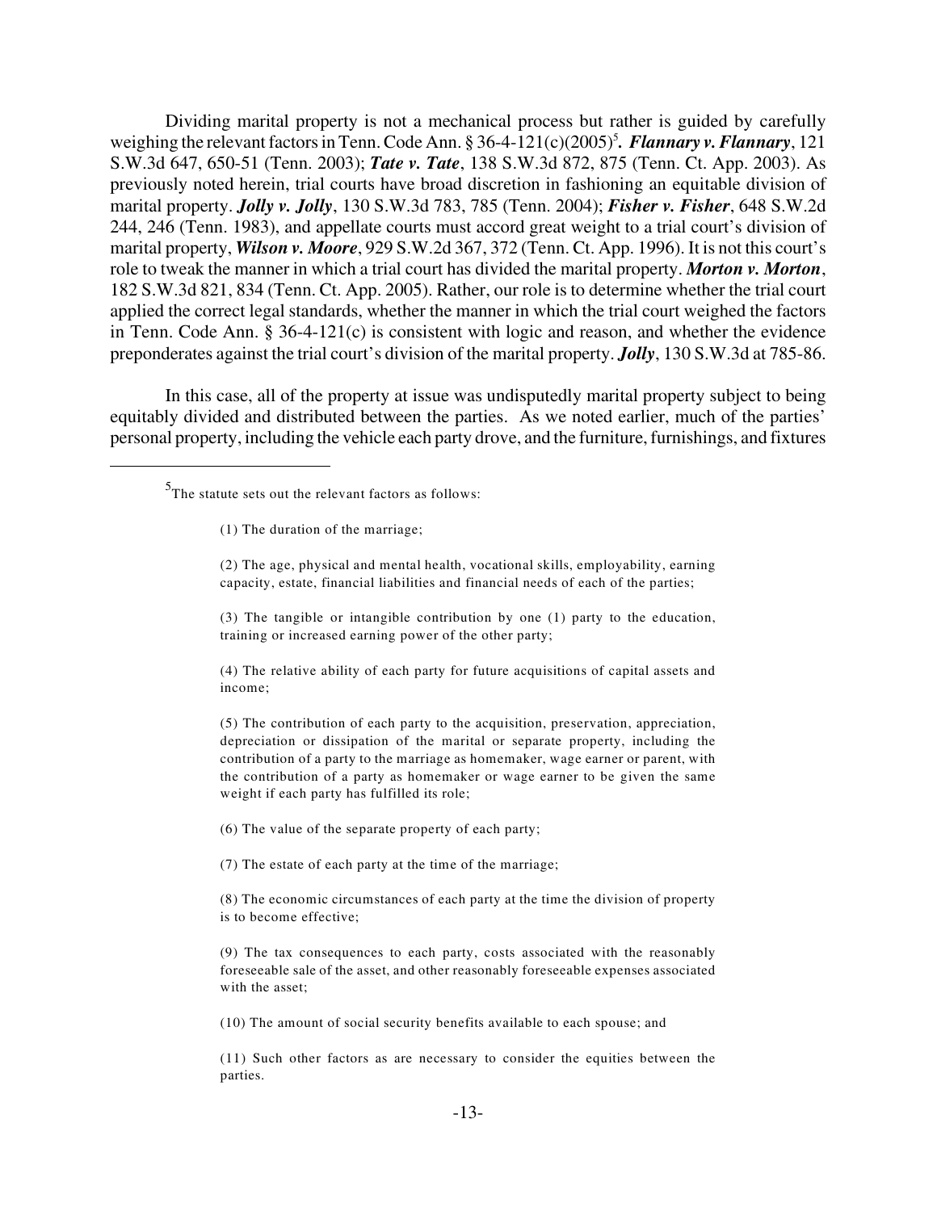Dividing marital property is not a mechanical process but rather is guided by carefully weighing the relevant factors in Tenn. Code Ann. § 36-4-121(c)(2005)[5]. ***Flannary v. Flannary***, 121 S.W.3d 647, 650-51 (Tenn. 2003); ***Tate v. Tate***, 138 S.W.3d 872, 875 (Tenn. Ct. App. 2003). As previously noted herein, trial courts have broad discretion in fashioning an equitable division of marital property. ***Jolly v. Jolly***, 130 S.W.3d 783, 785 (Tenn. 2004); ***Fisher v. Fisher***, 648 S.W.2d 244, 246 (Tenn. 1983), and appellate courts must accord great weight to a trial court's division of marital property, ***Wilson v. Moore***, 929 S.W.2d 367, 372 (Tenn. Ct. App. 1996). It is not this court's role to tweak the manner in which a trial court has divided the marital property. ***Morton v. Morton***, 182 S.W.3d 821, 834 (Tenn. Ct. App. 2005). Rather, our role is to determine whether the trial court applied the correct legal standards, whether the manner in which the trial court weighed the factors in Tenn. Code Ann. § 36-4-121(c) is consistent with logic and reason, and whether the evidence preponderates against the trial court's division of the marital property. ***Jolly***, 130 S.W.3d at 785-86.

In this case, all of the property at issue was undisputedly marital property subject to being equitably divided and distributed between the parties. As we noted earlier, much of the parties' personal property, including the vehicle each party drove, and the furniture, furnishings, and fixtures

---

[5] The statute sets out the relevant factors as follows:

> (1) The duration of the marriage;
>
> (2) The age, physical and mental health, vocational skills, employability, earning capacity, estate, financial liabilities and financial needs of each of the parties;
>
> (3) The tangible or intangible contribution by one (1) party to the education, training or increased earning power of the other party;
>
> (4) The relative ability of each party for future acquisitions of capital assets and income;
>
> (5) The contribution of each party to the acquisition, preservation, appreciation, depreciation or dissipation of the marital or separate property, including the contribution of a party to the marriage as homemaker, wage earner or parent, with the contribution of a party as homemaker or wage earner to be given the same weight if each party has fulfilled its role;
>
> (6) The value of the separate property of each party;
>
> (7) The estate of each party at the time of the marriage;
>
> (8) The economic circumstances of each party at the time the division of property is to become effective;
>
> (9) The tax consequences to each party, costs associated with the reasonably foreseeable sale of the asset, and other reasonably foreseeable expenses associated with the asset;
>
> (10) The amount of social security benefits available to each spouse; and
>
> (11) Such other factors as are necessary to consider the equities between the parties.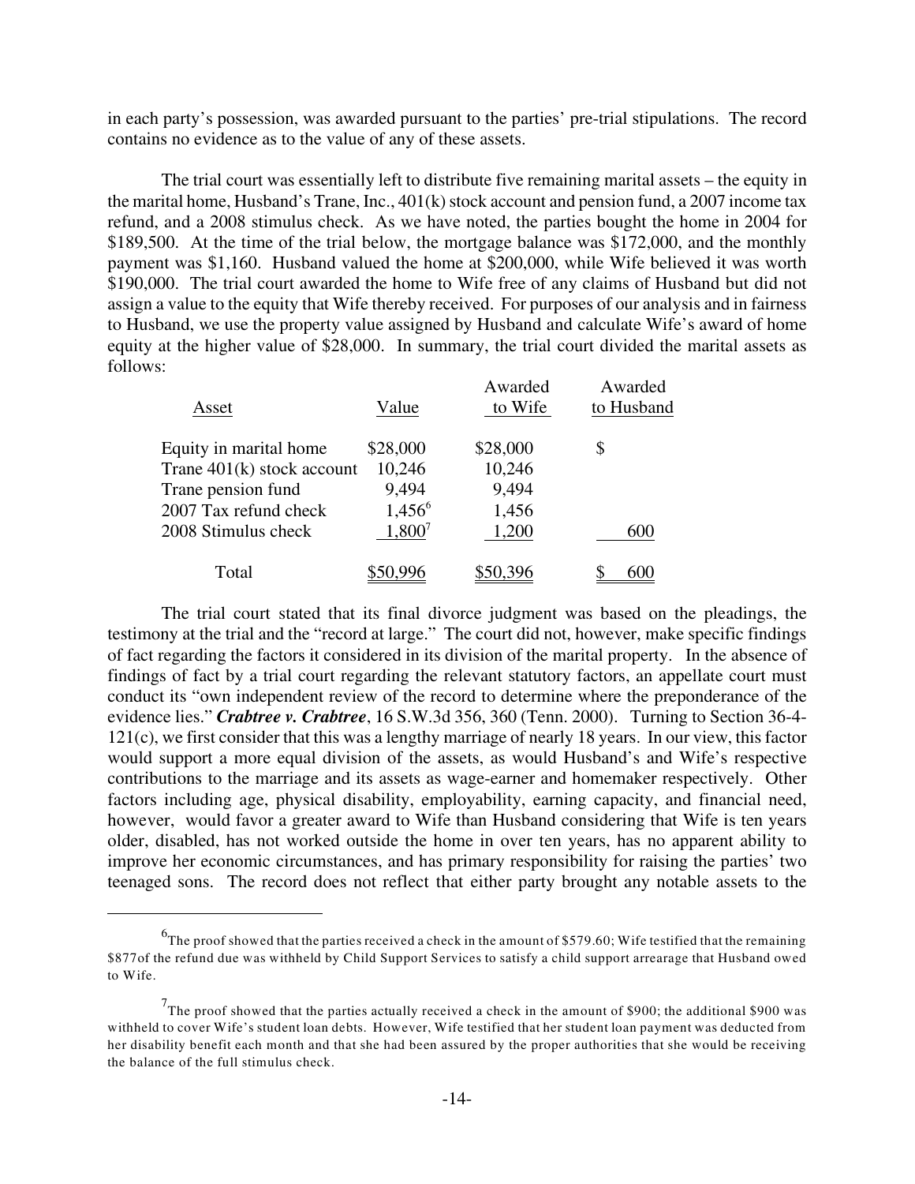in each party's possession, was awarded pursuant to the parties' pre-trial stipulations. The record contains no evidence as to the value of any of these assets.

The trial court was essentially left to distribute five remaining marital assets – the equity in the marital home, Husband's Trane, Inc., 401(k) stock account and pension fund, a 2007 income tax refund, and a 2008 stimulus check. As we have noted, the parties bought the home in 2004 for $189,500. At the time of the trial below, the mortgage balance was $172,000, and the monthly payment was $1,160. Husband valued the home at $200,000, while Wife believed it was worth $190,000. The trial court awarded the home to Wife free of any claims of Husband but did not assign a value to the equity that Wife thereby received. For purposes of our analysis and in fairness to Husband, we use the property value assigned by Husband and calculate Wife's award of home equity at the higher value of $28,000. In summary, the trial court divided the marital assets as follows:

| Asset | Value | Awarded to Wife | Awarded to Husband |
|---|---|---|---|
| Equity in marital home | $28,000 | $28,000 | $ |
| Trane 401(k) stock account | 10,246 | 10,246 | |
| Trane pension fund | 9,494 | 9,494 | |
| 2007 Tax refund check | 1,456[6] | 1,456 | |
| 2008 Stimulus check | 1,800[7] | 1,200 | 600 |
| Total | $50,996 | $50,396 | $ 600 |

The trial court stated that its final divorce judgment was based on the pleadings, the testimony at the trial and the "record at large." The court did not, however, make specific findings of fact regarding the factors it considered in its division of the marital property. In the absence of findings of fact by a trial court regarding the relevant statutory factors, an appellate court must conduct its "own independent review of the record to determine where the preponderance of the evidence lies." ***Crabtree v. Crabtree***, 16 S.W.3d 356, 360 (Tenn. 2000). Turning to Section 36-4-121(c), we first consider that this was a lengthy marriage of nearly 18 years. In our view, this factor would support a more equal division of the assets, as would Husband's and Wife's respective contributions to the marriage and its assets as wage-earner and homemaker respectively. Other factors including age, physical disability, employability, earning capacity, and financial need, however, would favor a greater award to Wife than Husband considering that Wife is ten years older, disabled, has not worked outside the home in over ten years, has no apparent ability to improve her economic circumstances, and has primary responsibility for raising the parties' two teenaged sons. The record does not reflect that either party brought any notable assets to the

---

[6] The proof showed that the parties received a check in the amount of $579.60; Wife testified that the remaining $877of the refund due was withheld by Child Support Services to satisfy a child support arrearage that Husband owed to Wife.

[7] The proof showed that the parties actually received a check in the amount of $900; the additional $900 was withheld to cover Wife's student loan debts. However, Wife testified that her student loan payment was deducted from her disability benefit each month and that she had been assured by the proper authorities that she would be receiving the balance of the full stimulus check.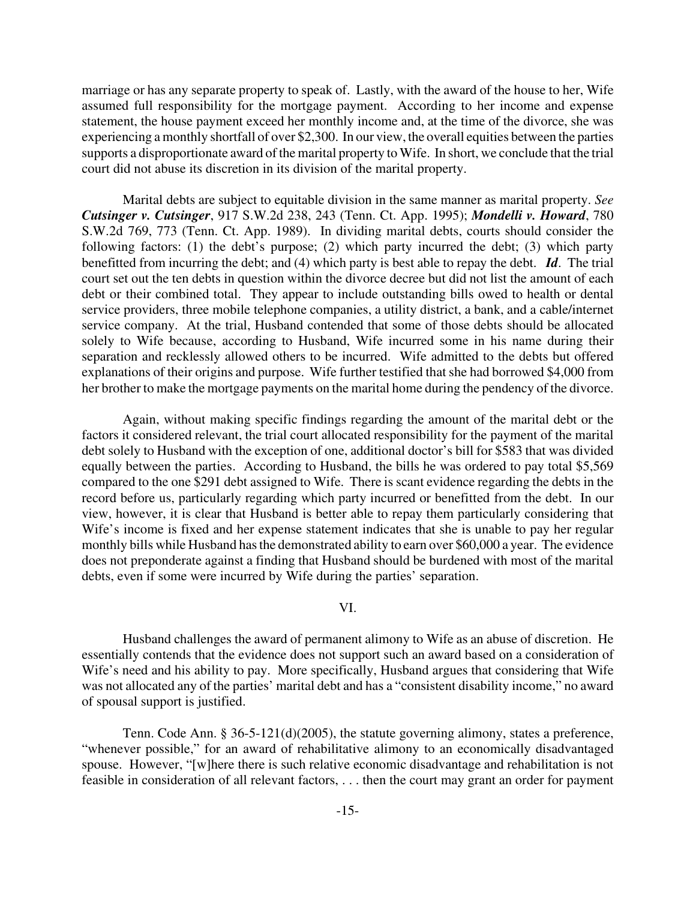marriage or has any separate property to speak of. Lastly, with the award of the house to her, Wife assumed full responsibility for the mortgage payment. According to her income and expense statement, the house payment exceed her monthly income and, at the time of the divorce, she was experiencing a monthly shortfall of over $2,300. In our view, the overall equities between the parties supports a disproportionate award of the marital property to Wife. In short, we conclude that the trial court did not abuse its discretion in its division of the marital property.

Marital debts are subject to equitable division in the same manner as marital property. *See* ***Cutsinger v. Cutsinger***, 917 S.W.2d 238, 243 (Tenn. Ct. App. 1995); ***Mondelli v. Howard***, 780 S.W.2d 769, 773 (Tenn. Ct. App. 1989). In dividing marital debts, courts should consider the following factors: (1) the debt's purpose; (2) which party incurred the debt; (3) which party benefitted from incurring the debt; and (4) which party is best able to repay the debt. ***Id***. The trial court set out the ten debts in question within the divorce decree but did not list the amount of each debt or their combined total. They appear to include outstanding bills owed to health or dental service providers, three mobile telephone companies, a utility district, a bank, and a cable/internet service company. At the trial, Husband contended that some of those debts should be allocated solely to Wife because, according to Husband, Wife incurred some in his name during their separation and recklessly allowed others to be incurred. Wife admitted to the debts but offered explanations of their origins and purpose. Wife further testified that she had borrowed $4,000 from her brother to make the mortgage payments on the marital home during the pendency of the divorce.

Again, without making specific findings regarding the amount of the marital debt or the factors it considered relevant, the trial court allocated responsibility for the payment of the marital debt solely to Husband with the exception of one, additional doctor's bill for $583 that was divided equally between the parties. According to Husband, the bills he was ordered to pay total $5,569 compared to the one $291 debt assigned to Wife. There is scant evidence regarding the debts in the record before us, particularly regarding which party incurred or benefitted from the debt. In our view, however, it is clear that Husband is better able to repay them particularly considering that Wife's income is fixed and her expense statement indicates that she is unable to pay her regular monthly bills while Husband has the demonstrated ability to earn over $60,000 a year. The evidence does not preponderate against a finding that Husband should be burdened with most of the marital debts, even if some were incurred by Wife during the parties' separation.

## VI.

Husband challenges the award of permanent alimony to Wife as an abuse of discretion. He essentially contends that the evidence does not support such an award based on a consideration of Wife's need and his ability to pay. More specifically, Husband argues that considering that Wife was not allocated any of the parties' marital debt and has a "consistent disability income," no award of spousal support is justified.

Tenn. Code Ann. § 36-5-121(d)(2005), the statute governing alimony, states a preference, "whenever possible," for an award of rehabilitative alimony to an economically disadvantaged spouse. However, "[w]here there is such relative economic disadvantage and rehabilitation is not feasible in consideration of all relevant factors, . . . then the court may grant an order for payment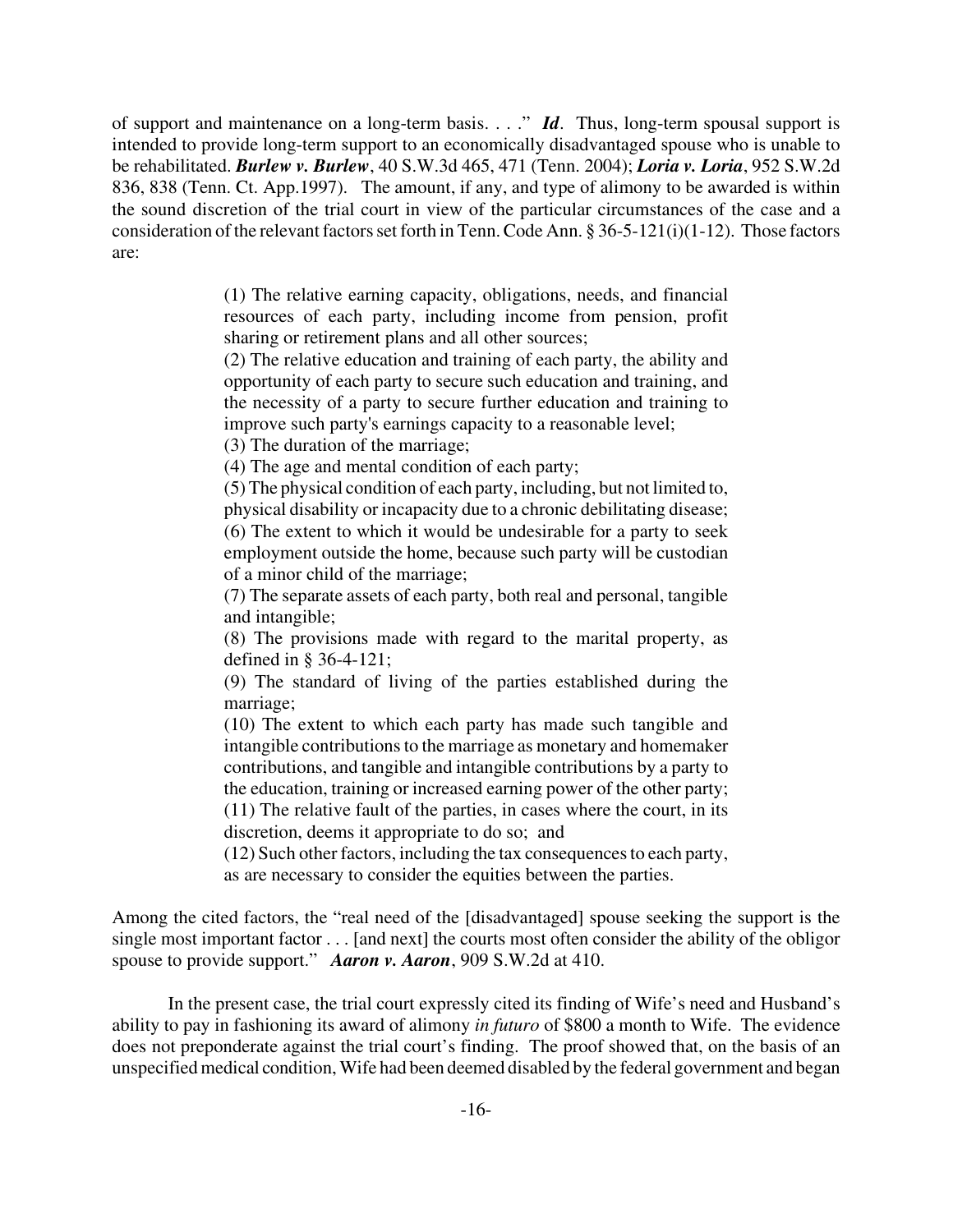of support and maintenance on a long-term basis. . . ." ***Id***. Thus, long-term spousal support is intended to provide long-term support to an economically disadvantaged spouse who is unable to be rehabilitated. ***Burlew v. Burlew***, 40 S.W.3d 465, 471 (Tenn. 2004); ***Loria v. Loria***, 952 S.W.2d 836, 838 (Tenn. Ct. App.1997). The amount, if any, and type of alimony to be awarded is within the sound discretion of the trial court in view of the particular circumstances of the case and a consideration of the relevant factors set forth in Tenn. Code Ann. § 36-5-121(i)(1-12). Those factors are:

> (1) The relative earning capacity, obligations, needs, and financial resources of each party, including income from pension, profit sharing or retirement plans and all other sources;
> (2) The relative education and training of each party, the ability and opportunity of each party to secure such education and training, and the necessity of a party to secure further education and training to improve such party's earnings capacity to a reasonable level;
> (3) The duration of the marriage;
> (4) The age and mental condition of each party;
> (5) The physical condition of each party, including, but not limited to, physical disability or incapacity due to a chronic debilitating disease;
> (6) The extent to which it would be undesirable for a party to seek employment outside the home, because such party will be custodian of a minor child of the marriage;
> (7) The separate assets of each party, both real and personal, tangible and intangible;
> (8) The provisions made with regard to the marital property, as defined in § 36-4-121;
> (9) The standard of living of the parties established during the marriage;
> (10) The extent to which each party has made such tangible and intangible contributions to the marriage as monetary and homemaker contributions, and tangible and intangible contributions by a party to the education, training or increased earning power of the other party;
> (11) The relative fault of the parties, in cases where the court, in its discretion, deems it appropriate to do so; and
> (12) Such other factors, including the tax consequences to each party, as are necessary to consider the equities between the parties.

Among the cited factors, the "real need of the [disadvantaged] spouse seeking the support is the single most important factor . . . [and next] the courts most often consider the ability of the obligor spouse to provide support." ***Aaron v. Aaron***, 909 S.W.2d at 410.

In the present case, the trial court expressly cited its finding of Wife's need and Husband's ability to pay in fashioning its award of alimony *in futuro* of $800 a month to Wife. The evidence does not preponderate against the trial court's finding. The proof showed that, on the basis of an unspecified medical condition, Wife had been deemed disabled by the federal government and began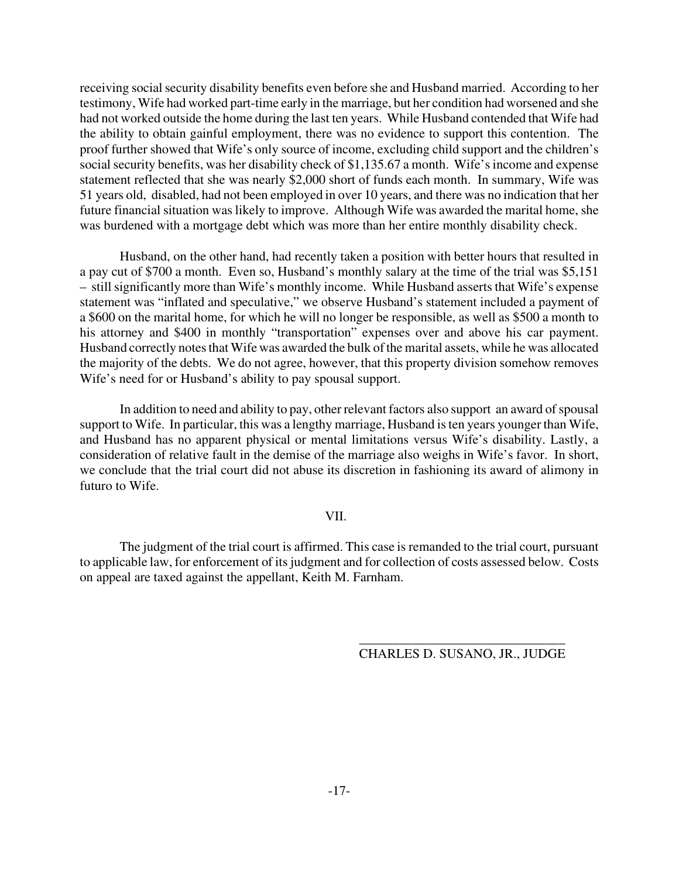receiving social security disability benefits even before she and Husband married. According to her testimony, Wife had worked part-time early in the marriage, but her condition had worsened and she had not worked outside the home during the last ten years. While Husband contended that Wife had the ability to obtain gainful employment, there was no evidence to support this contention. The proof further showed that Wife's only source of income, excluding child support and the children's social security benefits, was her disability check of $1,135.67 a month. Wife's income and expense statement reflected that she was nearly $2,000 short of funds each month. In summary, Wife was 51 years old, disabled, had not been employed in over 10 years, and there was no indication that her future financial situation was likely to improve. Although Wife was awarded the marital home, she was burdened with a mortgage debt which was more than her entire monthly disability check.

Husband, on the other hand, had recently taken a position with better hours that resulted in a pay cut of $700 a month. Even so, Husband's monthly salary at the time of the trial was $5,151 – still significantly more than Wife's monthly income. While Husband asserts that Wife's expense statement was "inflated and speculative," we observe Husband's statement included a payment of a $600 on the marital home, for which he will no longer be responsible, as well as $500 a month to his attorney and $400 in monthly "transportation" expenses over and above his car payment. Husband correctly notes that Wife was awarded the bulk of the marital assets, while he was allocated the majority of the debts. We do not agree, however, that this property division somehow removes Wife's need for or Husband's ability to pay spousal support.

In addition to need and ability to pay, other relevant factors also support an award of spousal support to Wife. In particular, this was a lengthy marriage, Husband is ten years younger than Wife, and Husband has no apparent physical or mental limitations versus Wife's disability. Lastly, a consideration of relative fault in the demise of the marriage also weighs in Wife's favor. In short, we conclude that the trial court did not abuse its discretion in fashioning its award of alimony in futuro to Wife.

## VII.

The judgment of the trial court is affirmed. This case is remanded to the trial court, pursuant to applicable law, for enforcement of its judgment and for collection of costs assessed below. Costs on appeal are taxed against the appellant, Keith M. Farnham.

_______________________________

CHARLES D. SUSANO, JR., JUDGE